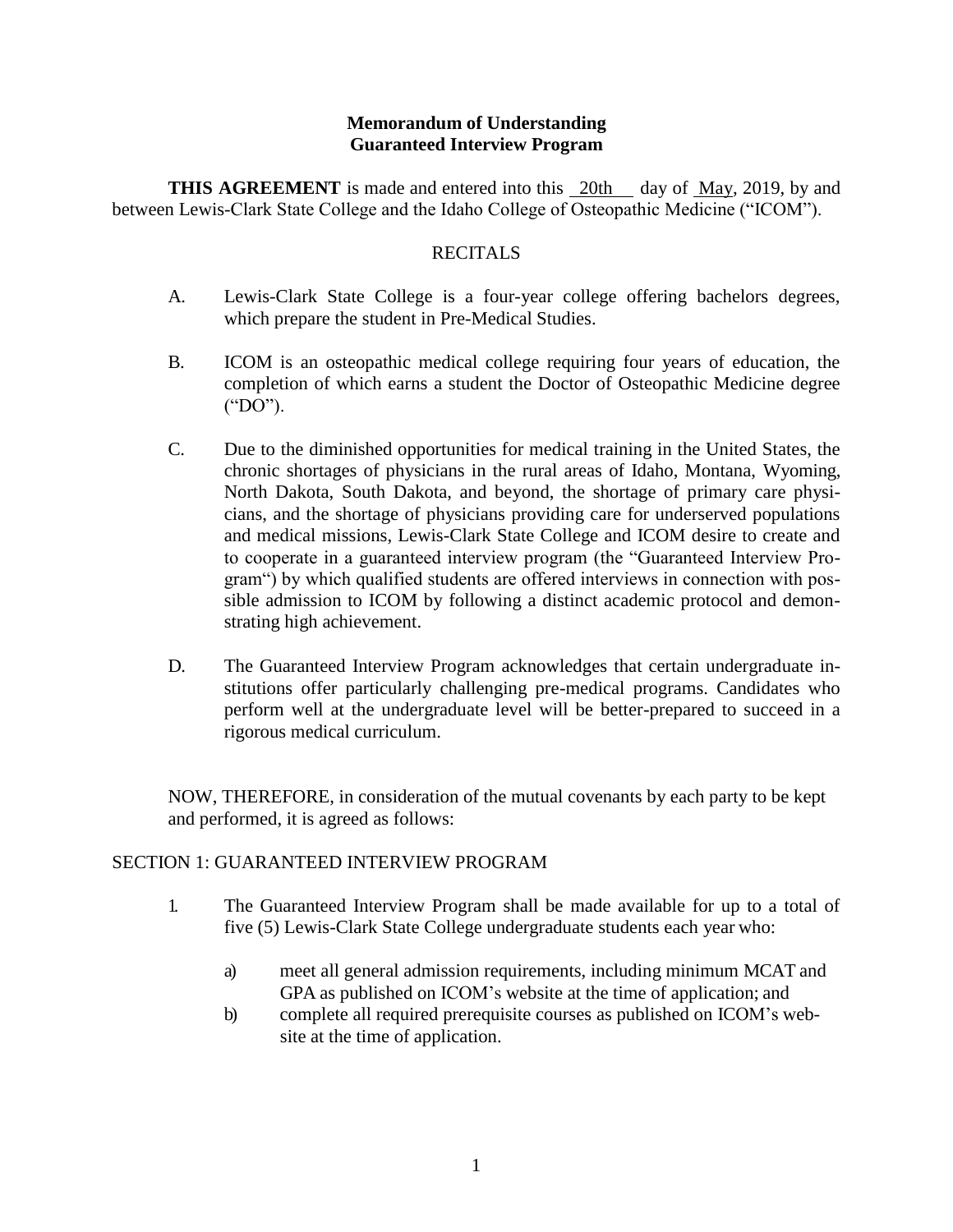**Memorandum of Understanding**
**Guaranteed Interview Program**

**THIS AGREEMENT** is made and entered into this 20th day of May, 2019, by and between Lewis-Clark State College and the Idaho College of Osteopathic Medicine ("ICOM").

RECITALS

A. Lewis-Clark State College is a four-year college offering bachelors degrees, which prepare the student in Pre-Medical Studies.

B. ICOM is an osteopathic medical college requiring four years of education, the completion of which earns a student the Doctor of Osteopathic Medicine degree ("DO").

C. Due to the diminished opportunities for medical training in the United States, the chronic shortages of physicians in the rural areas of Idaho, Montana, Wyoming, North Dakota, South Dakota, and beyond, the shortage of primary care physicians, and the shortage of physicians providing care for underserved populations and medical missions, Lewis-Clark State College and ICOM desire to create and to cooperate in a guaranteed interview program (the "Guaranteed Interview Program") by which qualified students are offered interviews in connection with possible admission to ICOM by following a distinct academic protocol and demonstrating high achievement.

D. The Guaranteed Interview Program acknowledges that certain undergraduate institutions offer particularly challenging pre-medical programs. Candidates who perform well at the undergraduate level will be better-prepared to succeed in a rigorous medical curriculum.

NOW, THEREFORE, in consideration of the mutual covenants by each party to be kept and performed, it is agreed as follows:

SECTION 1: GUARANTEED INTERVIEW PROGRAM

1. The Guaranteed Interview Program shall be made available for up to a total of five (5) Lewis-Clark State College undergraduate students each year who:

   a) meet all general admission requirements, including minimum MCAT and GPA as published on ICOM's website at the time of application; and
   b) complete all required prerequisite courses as published on ICOM's website at the time of application.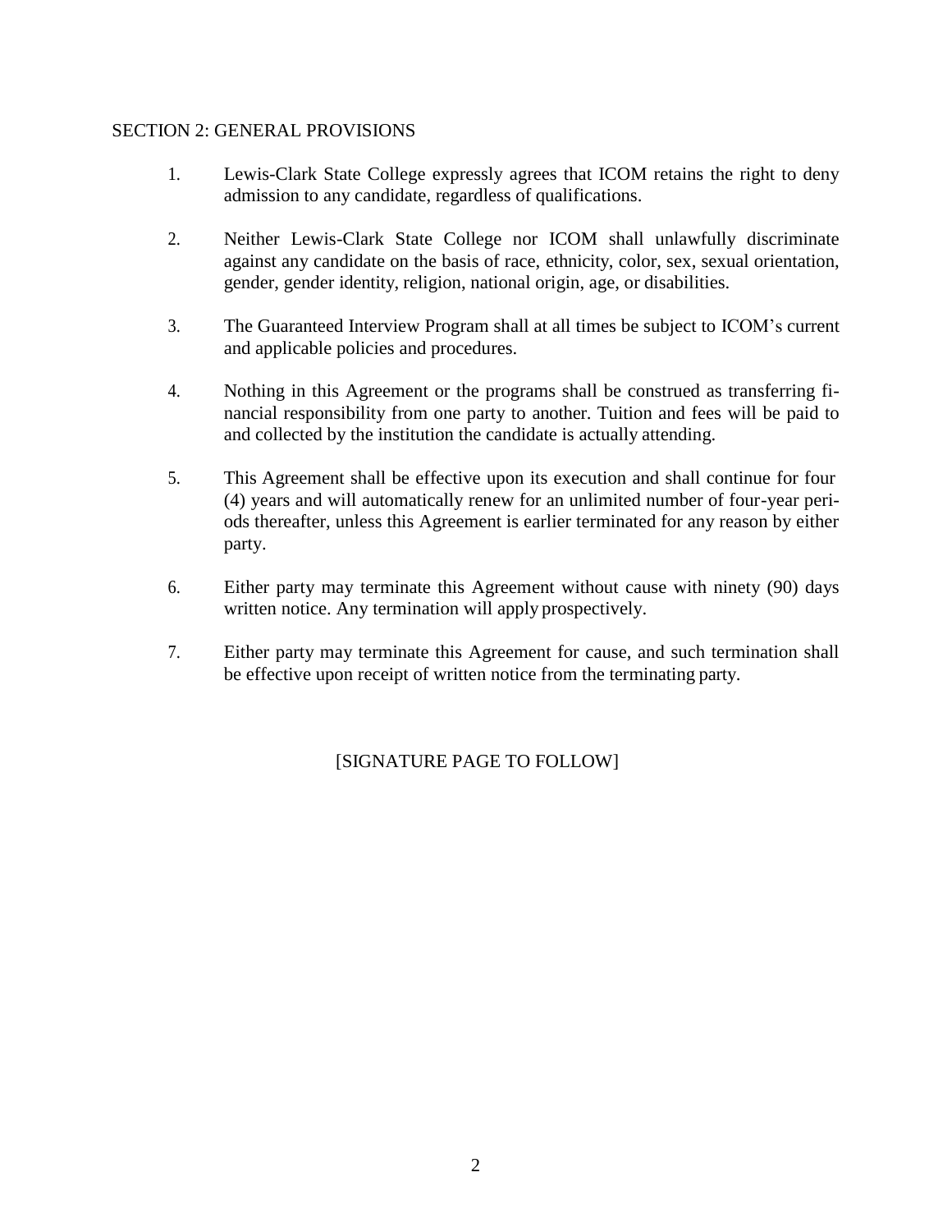## SECTION 2: GENERAL PROVISIONS

1. Lewis-Clark State College expressly agrees that ICOM retains the right to deny admission to any candidate, regardless of qualifications.

2. Neither Lewis-Clark State College nor ICOM shall unlawfully discriminate against any candidate on the basis of race, ethnicity, color, sex, sexual orientation, gender, gender identity, religion, national origin, age, or disabilities.

3. The Guaranteed Interview Program shall at all times be subject to ICOM's current and applicable policies and procedures.

4. Nothing in this Agreement or the programs shall be construed as transferring financial responsibility from one party to another. Tuition and fees will be paid to and collected by the institution the candidate is actually attending.

5. This Agreement shall be effective upon its execution and shall continue for four (4) years and will automatically renew for an unlimited number of four-year periods thereafter, unless this Agreement is earlier terminated for any reason by either party.

6. Either party may terminate this Agreement without cause with ninety (90) days written notice. Any termination will apply prospectively.

7. Either party may terminate this Agreement for cause, and such termination shall be effective upon receipt of written notice from the terminating party.

[SIGNATURE PAGE TO FOLLOW]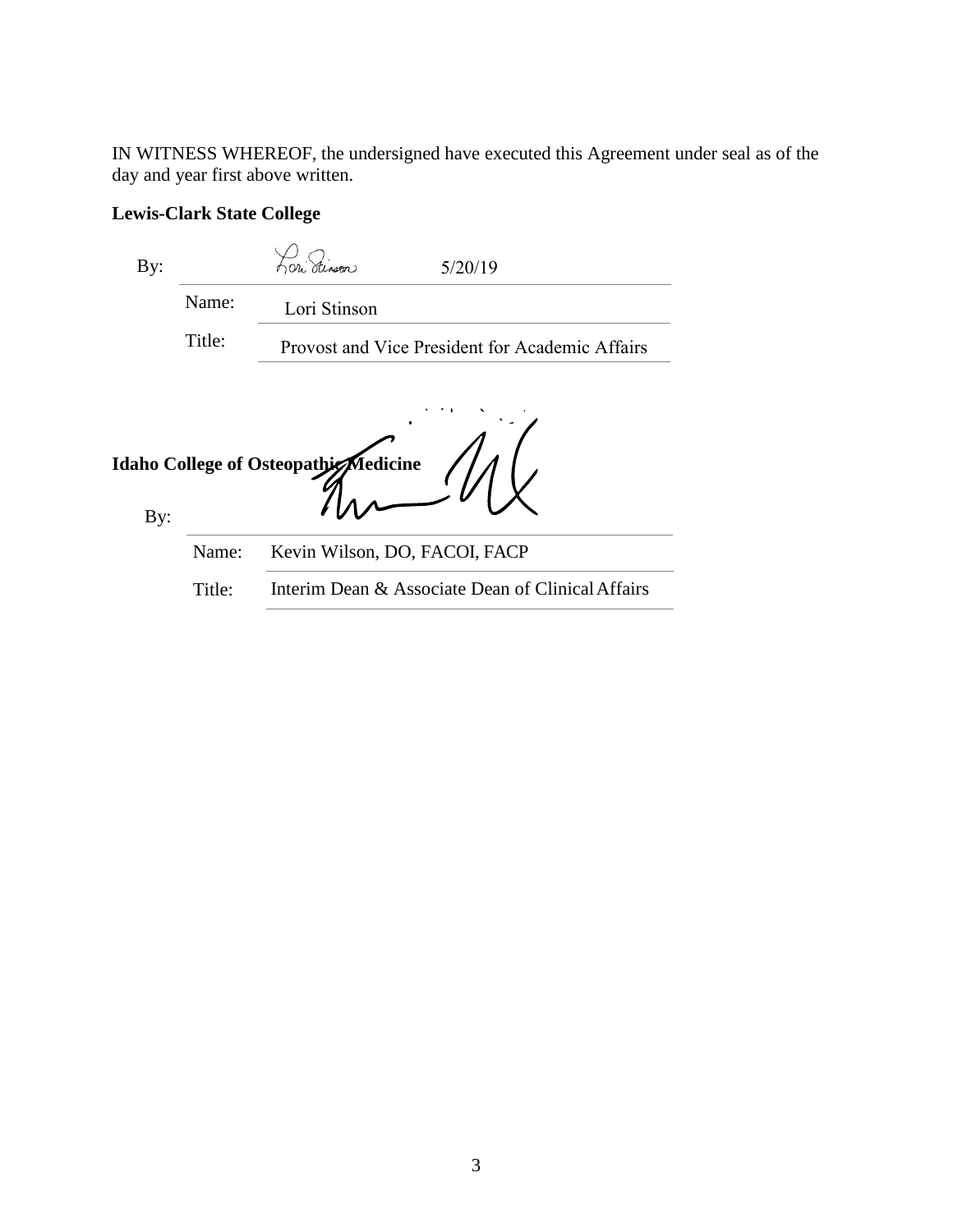IN WITNESS WHEREOF, the undersigned have executed this Agreement under seal as of the day and year first above written.

**Lewis-Clark State College**

By: 5/20/19

Name: Lori Stinson

Title: Provost and Vice President for Academic Affairs

**Idaho College of Osteopathic Medicine**

By:

Name: Kevin Wilson, DO, FACOI, FACP

Title: Interim Dean & Associate Dean of Clinical Affairs